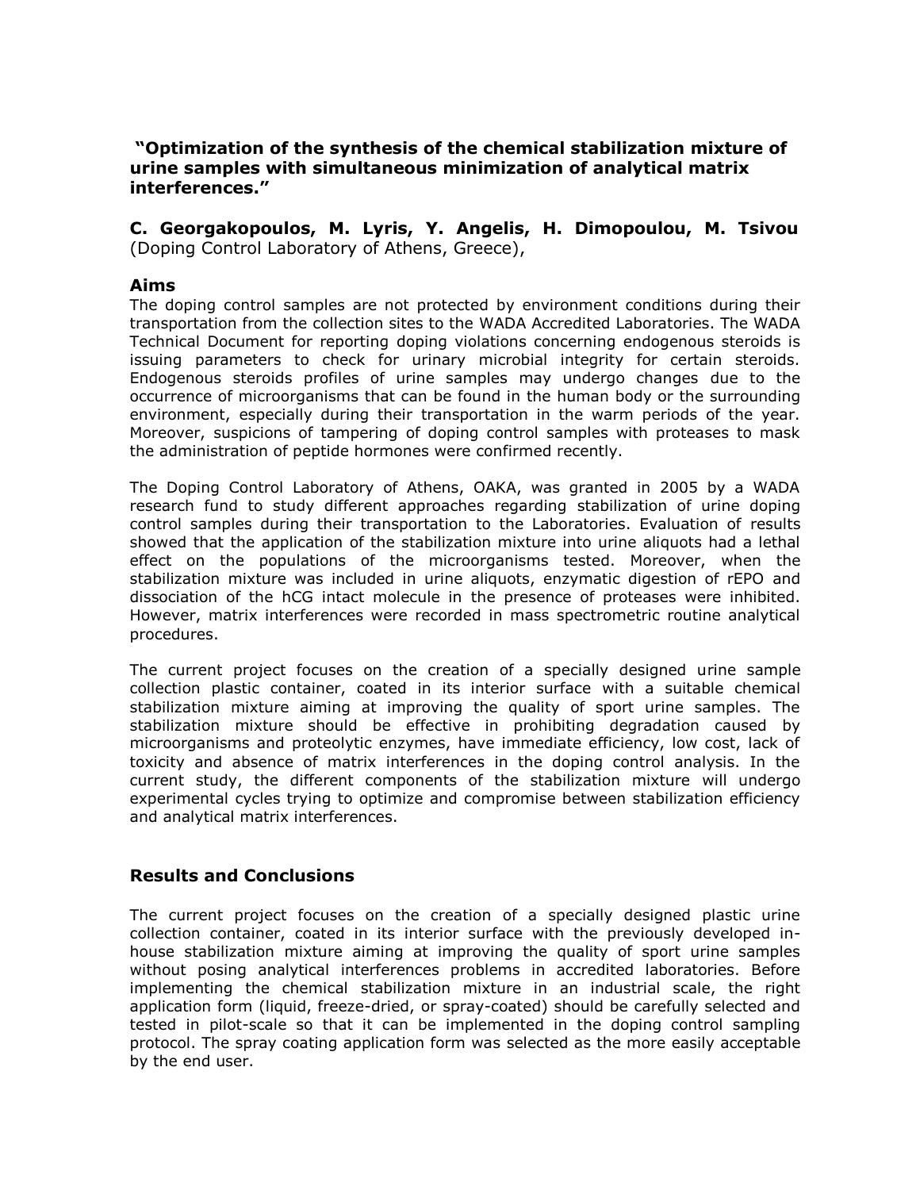# "Optimization of the synthesis of the chemical stabilization mixture of urine samples with simultaneous minimization of analytical matrix interferences."

**C. Georgakopoulos, M. Lyris, Y. Angelis, H. Dimopoulou, M. Tsivou** (Doping Control Laboratory of Athens, Greece),

## Aims

The doping control samples are not protected by environment conditions during their transportation from the collection sites to the WADA Accredited Laboratories. The WADA Technical Document for reporting doping violations concerning endogenous steroids is issuing parameters to check for urinary microbial integrity for certain steroids. Endogenous steroids profiles of urine samples may undergo changes due to the occurrence of microorganisms that can be found in the human body or the surrounding environment, especially during their transportation in the warm periods of the year. Moreover, suspicions of tampering of doping control samples with proteases to mask the administration of peptide hormones were confirmed recently.

The Doping Control Laboratory of Athens, OAKA, was granted in 2005 by a WADA research fund to study different approaches regarding stabilization of urine doping control samples during their transportation to the Laboratories. Evaluation of results showed that the application of the stabilization mixture into urine aliquots had a lethal effect on the populations of the microorganisms tested. Moreover, when the stabilization mixture was included in urine aliquots, enzymatic digestion of rEPO and dissociation of the hCG intact molecule in the presence of proteases were inhibited. However, matrix interferences were recorded in mass spectrometric routine analytical procedures.

The current project focuses on the creation of a specially designed urine sample collection plastic container, coated in its interior surface with a suitable chemical stabilization mixture aiming at improving the quality of sport urine samples. The stabilization mixture should be effective in prohibiting degradation caused by microorganisms and proteolytic enzymes, have immediate efficiency, low cost, lack of toxicity and absence of matrix interferences in the doping control analysis. In the current study, the different components of the stabilization mixture will undergo experimental cycles trying to optimize and compromise between stabilization efficiency and analytical matrix interferences.

## Results and Conclusions

The current project focuses on the creation of a specially designed plastic urine collection container, coated in its interior surface with the previously developed in-house stabilization mixture aiming at improving the quality of sport urine samples without posing analytical interferences problems in accredited laboratories. Before implementing the chemical stabilization mixture in an industrial scale, the right application form (liquid, freeze-dried, or spray-coated) should be carefully selected and tested in pilot-scale so that it can be implemented in the doping control sampling protocol. The spray coating application form was selected as the more easily acceptable by the end user.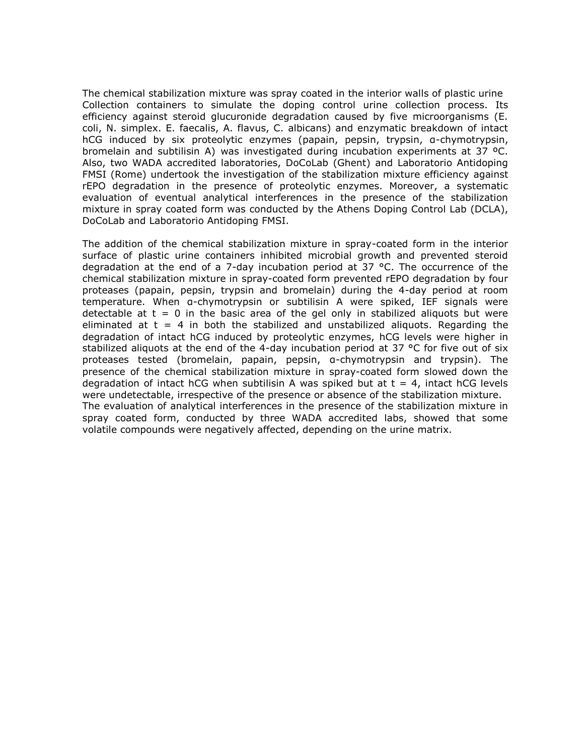The chemical stabilization mixture was spray coated in the interior walls of plastic urine Collection containers to simulate the doping control urine collection process. Its efficiency against steroid glucuronide degradation caused by five microorganisms (E. coli, N. simplex. E. faecalis, A. flavus, C. albicans) and enzymatic breakdown of intact hCG induced by six proteolytic enzymes (papain, pepsin, trypsin, α-chymotrypsin, bromelain and subtilisin A) was investigated during incubation experiments at 37 ºC. Also, two WADA accredited laboratories, DoCoLab (Ghent) and Laboratorio Antidoping FMSI (Rome) undertook the investigation of the stabilization mixture efficiency against rEPO degradation in the presence of proteolytic enzymes. Moreover, a systematic evaluation of eventual analytical interferences in the presence of the stabilization mixture in spray coated form was conducted by the Athens Doping Control Lab (DCLA), DoCoLab and Laboratorio Antidoping FMSI.

The addition of the chemical stabilization mixture in spray-coated form in the interior surface of plastic urine containers inhibited microbial growth and prevented steroid degradation at the end of a 7-day incubation period at 37 °C. The occurrence of the chemical stabilization mixture in spray-coated form prevented rEPO degradation by four proteases (papain, pepsin, trypsin and bromelain) during the 4-day period at room temperature. When α-chymotrypsin or subtilisin A were spiked, IEF signals were detectable at $t = 0$ in the basic area of the gel only in stabilized aliquots but were eliminated at $t = 4$ in both the stabilized and unstabilized aliquots. Regarding the degradation of intact hCG induced by proteolytic enzymes, hCG levels were higher in stabilized aliquots at the end of the 4-day incubation period at 37 °C for five out of six proteases tested (bromelain, papain, pepsin, α-chymotrypsin and trypsin). The presence of the chemical stabilization mixture in spray-coated form slowed down the degradation of intact hCG when subtilisin A was spiked but at $t = 4$, intact hCG levels were undetectable, irrespective of the presence or absence of the stabilization mixture. The evaluation of analytical interferences in the presence of the stabilization mixture in spray coated form, conducted by three WADA accredited labs, showed that some volatile compounds were negatively affected, depending on the urine matrix.